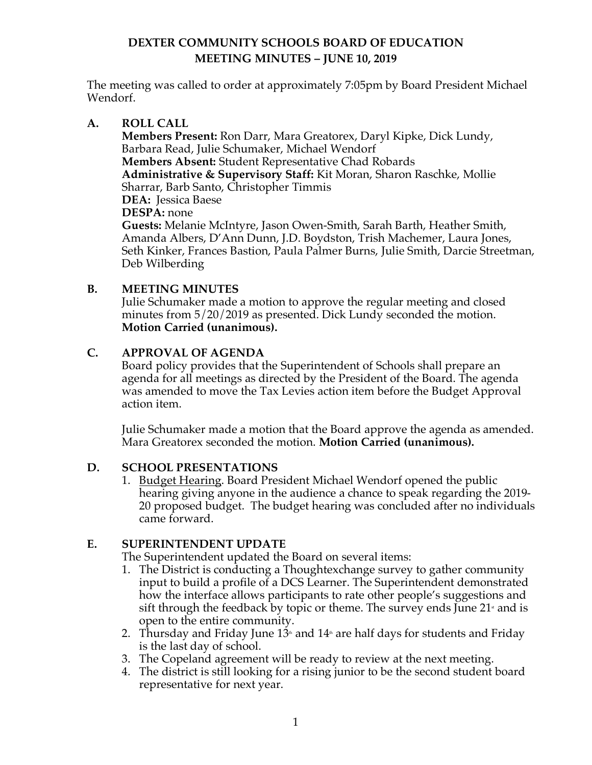# DEXTER COMMUNITY SCHOOLS BOARD OF EDUCATION
## MEETING MINUTES – JUNE 10, 2019

The meeting was called to order at approximately 7:05pm by Board President Michael Wendorf.

**A. ROLL CALL**

**Members Present:** Ron Darr, Mara Greatorex, Daryl Kipke, Dick Lundy, Barbara Read, Julie Schumaker, Michael Wendorf
**Members Absent:** Student Representative Chad Robards
**Administrative & Supervisory Staff:** Kit Moran, Sharon Raschke, Mollie Sharrar, Barb Santo, Christopher Timmis
**DEA:** Jessica Baese
**DESPA:** none
**Guests:** Melanie McIntyre, Jason Owen-Smith, Sarah Barth, Heather Smith, Amanda Albers, D'Ann Dunn, J.D. Boydston, Trish Machemer, Laura Jones, Seth Kinker, Frances Bastion, Paula Palmer Burns, Julie Smith, Darcie Streetman, Deb Wilberding

**B. MEETING MINUTES**

Julie Schumaker made a motion to approve the regular meeting and closed minutes from 5/20/2019 as presented. Dick Lundy seconded the motion. **Motion Carried (unanimous).**

**C. APPROVAL OF AGENDA**

Board policy provides that the Superintendent of Schools shall prepare an agenda for all meetings as directed by the President of the Board. The agenda was amended to move the Tax Levies action item before the Budget Approval action item.

Julie Schumaker made a motion that the Board approve the agenda as amended. Mara Greatorex seconded the motion. **Motion Carried (unanimous).**

**D. SCHOOL PRESENTATIONS**

1. Budget Hearing. Board President Michael Wendorf opened the public hearing giving anyone in the audience a chance to speak regarding the 2019-20 proposed budget. The budget hearing was concluded after no individuals came forward.

**E. SUPERINTENDENT UPDATE**

The Superintendent updated the Board on several items:

1. The District is conducting a Thoughtexchange survey to gather community input to build a profile of a DCS Learner. The Superintendent demonstrated how the interface allows participants to rate other people's suggestions and sift through the feedback by topic or theme. The survey ends June 21st and is open to the entire community.
2. Thursday and Friday June 13th and 14th are half days for students and Friday is the last day of school.
3. The Copeland agreement will be ready to review at the next meeting.
4. The district is still looking for a rising junior to be the second student board representative for next year.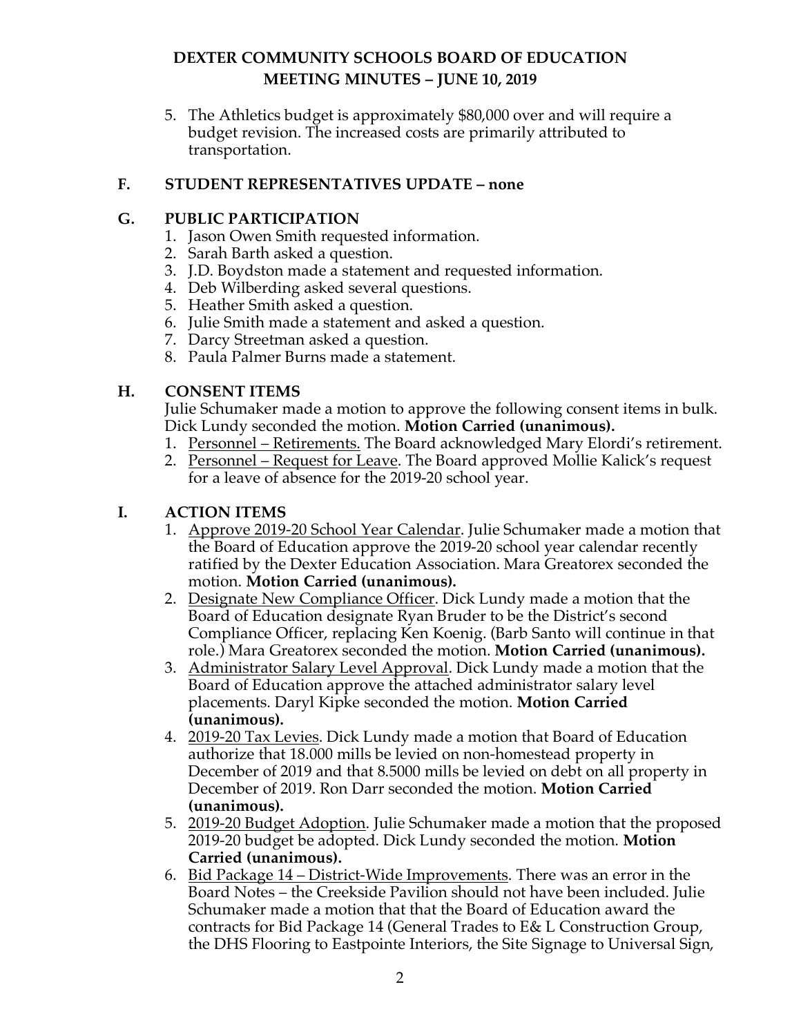5. The Athletics budget is approximately $80,000 over and will require a budget revision. The increased costs are primarily attributed to transportation.

## F. STUDENT REPRESENTATIVES UPDATE – none

## G. PUBLIC PARTICIPATION

1. Jason Owen Smith requested information.
2. Sarah Barth asked a question.
3. J.D. Boydston made a statement and requested information.
4. Deb Wilberding asked several questions.
5. Heather Smith asked a question.
6. Julie Smith made a statement and asked a question.
7. Darcy Streetman asked a question.
8. Paula Palmer Burns made a statement.

## H. CONSENT ITEMS

Julie Schumaker made a motion to approve the following consent items in bulk. Dick Lundy seconded the motion. **Motion Carried (unanimous).**

1. <u>Personnel – Retirements.</u> The Board acknowledged Mary Elordi's retirement.
2. <u>Personnel – Request for Leave</u>. The Board approved Mollie Kalick's request for a leave of absence for the 2019-20 school year.

## I. ACTION ITEMS

1. <u>Approve 2019-20 School Year Calendar</u>. Julie Schumaker made a motion that the Board of Education approve the 2019-20 school year calendar recently ratified by the Dexter Education Association. Mara Greatorex seconded the motion. **Motion Carried (unanimous).**
2. <u>Designate New Compliance Officer</u>. Dick Lundy made a motion that the Board of Education designate Ryan Bruder to be the District's second Compliance Officer, replacing Ken Koenig. (Barb Santo will continue in that role.) Mara Greatorex seconded the motion. **Motion Carried (unanimous).**
3. <u>Administrator Salary Level Approval</u>. Dick Lundy made a motion that the Board of Education approve the attached administrator salary level placements. Daryl Kipke seconded the motion. **Motion Carried (unanimous).**
4. <u>2019-20 Tax Levies</u>. Dick Lundy made a motion that Board of Education authorize that 18.000 mills be levied on non-homestead property in December of 2019 and that 8.5000 mills be levied on debt on all property in December of 2019. Ron Darr seconded the motion. **Motion Carried (unanimous).**
5. <u>2019-20 Budget Adoption</u>. Julie Schumaker made a motion that the proposed 2019-20 budget be adopted. Dick Lundy seconded the motion. **Motion Carried (unanimous).**
6. <u>Bid Package 14 – District-Wide Improvements</u>. There was an error in the Board Notes – the Creekside Pavilion should not have been included. Julie Schumaker made a motion that that the Board of Education award the contracts for Bid Package 14 (General Trades to E& L Construction Group, the DHS Flooring to Eastpointe Interiors, the Site Signage to Universal Sign,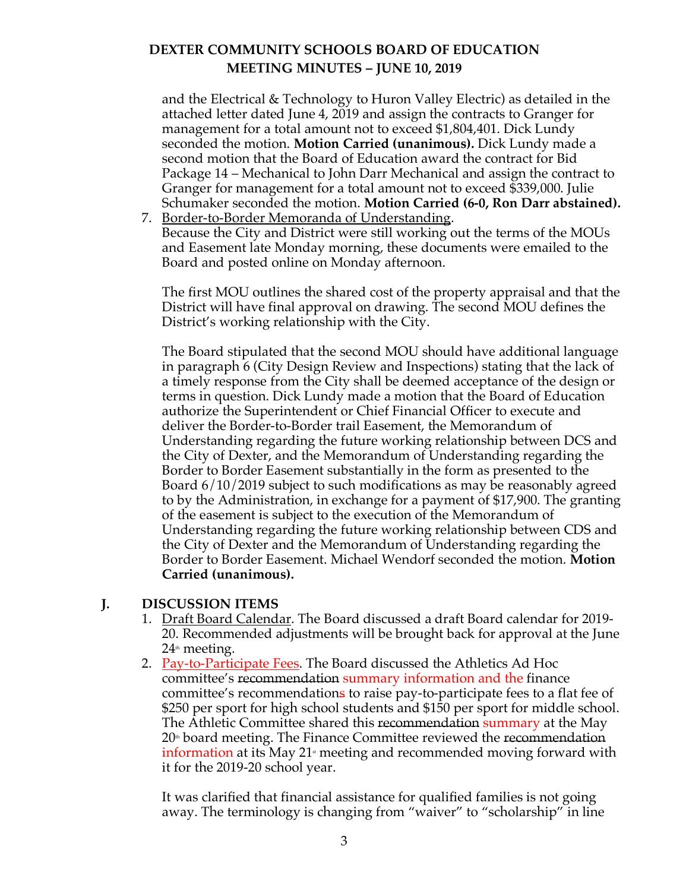and the Electrical & Technology to Huron Valley Electric) as detailed in the attached letter dated June 4, 2019 and assign the contracts to Granger for management for a total amount not to exceed $1,804,401. Dick Lundy seconded the motion. **Motion Carried (unanimous).** Dick Lundy made a second motion that the Board of Education award the contract for Bid Package 14 – Mechanical to John Darr Mechanical and assign the contract to Granger for management for a total amount not to exceed $339,000. Julie Schumaker seconded the motion. **Motion Carried (6-0, Ron Darr abstained).**

7. Border-to-Border Memoranda of Understanding.
   Because the City and District were still working out the terms of the MOUs and Easement late Monday morning, these documents were emailed to the Board and posted online on Monday afternoon.

   The first MOU outlines the shared cost of the property appraisal and that the District will have final approval on drawing. The second MOU defines the District's working relationship with the City.

   The Board stipulated that the second MOU should have additional language in paragraph 6 (City Design Review and Inspections) stating that the lack of a timely response from the City shall be deemed acceptance of the design or terms in question. Dick Lundy made a motion that the Board of Education authorize the Superintendent or Chief Financial Officer to execute and deliver the Border-to-Border trail Easement, the Memorandum of Understanding regarding the future working relationship between DCS and the City of Dexter, and the Memorandum of Understanding regarding the Border to Border Easement substantially in the form as presented to the Board 6/10/2019 subject to such modifications as may be reasonably agreed to by the Administration, in exchange for a payment of $17,900. The granting of the easement is subject to the execution of the Memorandum of Understanding regarding the future working relationship between CDS and the City of Dexter and the Memorandum of Understanding regarding the Border to Border Easement. Michael Wendorf seconded the motion. **Motion Carried (unanimous).**

## J. DISCUSSION ITEMS

1. Draft Board Calendar. The Board discussed a draft Board calendar for 2019-20. Recommended adjustments will be brought back for approval at the June 24th meeting.
2. Pay-to-Participate Fees. The Board discussed the Athletics Ad Hoc committee's ~~recommendation~~ summary information and the finance committee's recommendations to raise pay-to-participate fees to a flat fee of $250 per sport for high school students and $150 per sport for middle school. The Athletic Committee shared this ~~recommendation~~ summary at the May 20th board meeting. The Finance Committee reviewed the ~~recommendation~~ information at its May 21st meeting and recommended moving forward with it for the 2019-20 school year.

   It was clarified that financial assistance for qualified families is not going away. The terminology is changing from "waiver" to "scholarship" in line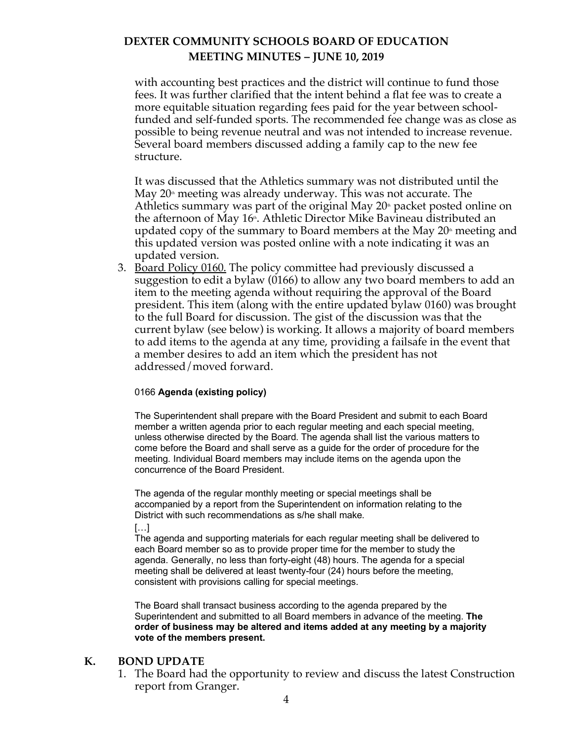with accounting best practices and the district will continue to fund those fees. It was further clarified that the intent behind a flat fee was to create a more equitable situation regarding fees paid for the year between school-funded and self-funded sports. The recommended fee change was as close as possible to being revenue neutral and was not intended to increase revenue. Several board members discussed adding a family cap to the new fee structure.

It was discussed that the Athletics summary was not distributed until the May 20th meeting was already underway. This was not accurate. The Athletics summary was part of the original May 20th packet posted online on the afternoon of May 16th. Athletic Director Mike Bavineau distributed an updated copy of the summary to Board members at the May 20th meeting and this updated version was posted online with a note indicating it was an updated version.

3. Board Policy 0160. The policy committee had previously discussed a suggestion to edit a bylaw (0166) to allow any two board members to add an item to the meeting agenda without requiring the approval of the Board president. This item (along with the entire updated bylaw 0160) was brought to the full Board for discussion. The gist of the discussion was that the current bylaw (see below) is working. It allows a majority of board members to add items to the agenda at any time, providing a failsafe in the event that a member desires to add an item which the president has not addressed/moved forward.

0166 **Agenda (existing policy)**

The Superintendent shall prepare with the Board President and submit to each Board member a written agenda prior to each regular meeting and each special meeting, unless otherwise directed by the Board. The agenda shall list the various matters to come before the Board and shall serve as a guide for the order of procedure for the meeting. Individual Board members may include items on the agenda upon the concurrence of the Board President.

The agenda of the regular monthly meeting or special meetings shall be accompanied by a report from the Superintendent on information relating to the District with such recommendations as s/he shall make.

[…]

The agenda and supporting materials for each regular meeting shall be delivered to each Board member so as to provide proper time for the member to study the agenda. Generally, no less than forty-eight (48) hours. The agenda for a special meeting shall be delivered at least twenty-four (24) hours before the meeting, consistent with provisions calling for special meetings.

The Board shall transact business according to the agenda prepared by the Superintendent and submitted to all Board members in advance of the meeting. **The order of business may be altered and items added at any meeting by a majority vote of the members present.**

## K. BOND UPDATE

1. The Board had the opportunity to review and discuss the latest Construction report from Granger.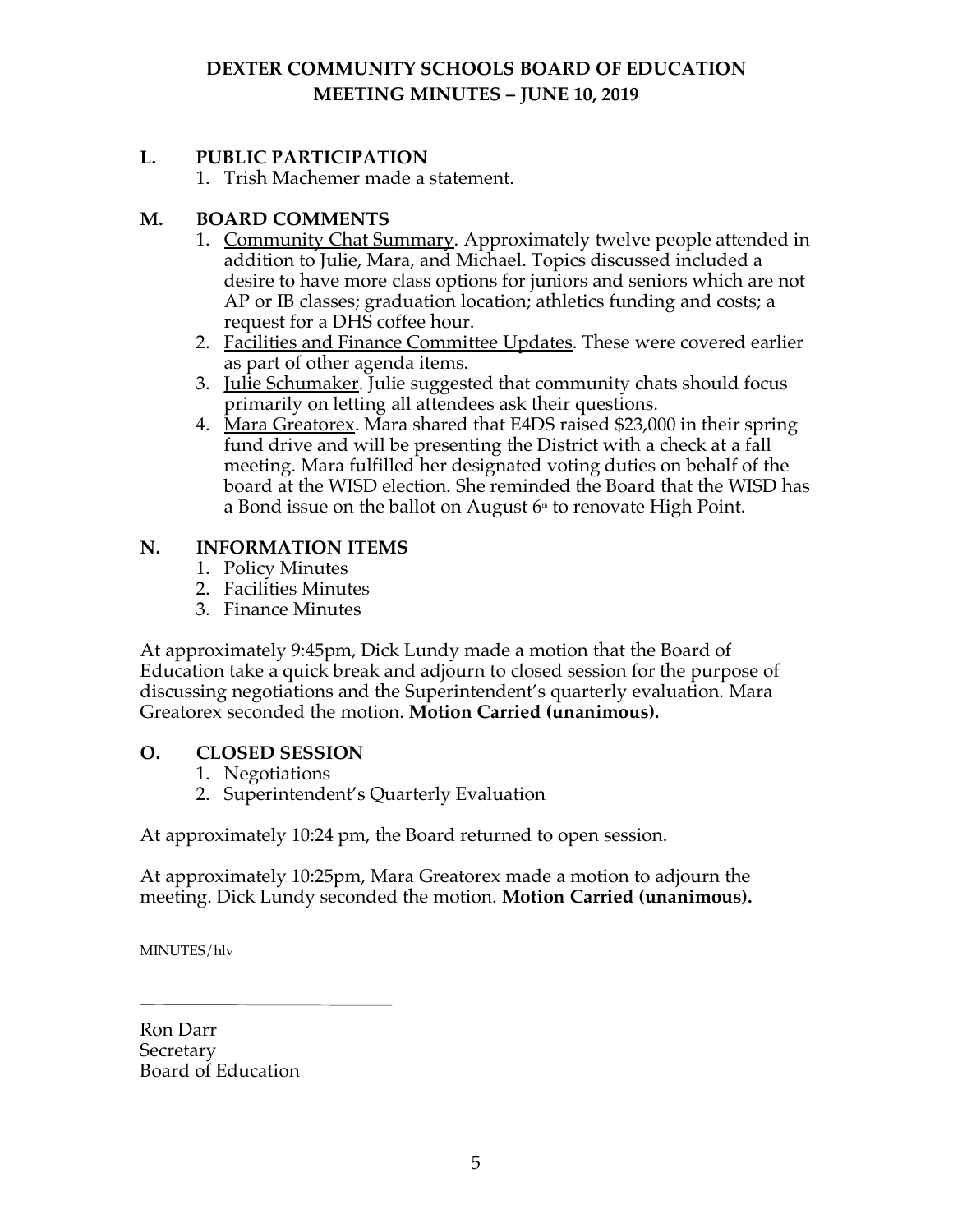# DEXTER COMMUNITY SCHOOLS BOARD OF EDUCATION
## MEETING MINUTES – JUNE 10, 2019

## L. PUBLIC PARTICIPATION

1. Trish Machemer made a statement.

## M. BOARD COMMENTS

1. Community Chat Summary. Approximately twelve people attended in addition to Julie, Mara, and Michael. Topics discussed included a desire to have more class options for juniors and seniors which are not AP or IB classes; graduation location; athletics funding and costs; a request for a DHS coffee hour.
2. Facilities and Finance Committee Updates. These were covered earlier as part of other agenda items.
3. Julie Schumaker. Julie suggested that community chats should focus primarily on letting all attendees ask their questions.
4. Mara Greatorex. Mara shared that E4DS raised $23,000 in their spring fund drive and will be presenting the District with a check at a fall meeting. Mara fulfilled her designated voting duties on behalf of the board at the WISD election. She reminded the Board that the WISD has a Bond issue on the ballot on August 6th to renovate High Point.

## N. INFORMATION ITEMS

1. Policy Minutes
2. Facilities Minutes
3. Finance Minutes

At approximately 9:45pm, Dick Lundy made a motion that the Board of Education take a quick break and adjourn to closed session for the purpose of discussing negotiations and the Superintendent's quarterly evaluation. Mara Greatorex seconded the motion. **Motion Carried (unanimous).**

## O. CLOSED SESSION

1. Negotiations
2. Superintendent's Quarterly Evaluation

At approximately 10:24 pm, the Board returned to open session.

At approximately 10:25pm, Mara Greatorex made a motion to adjourn the meeting. Dick Lundy seconded the motion. **Motion Carried (unanimous).**

MINUTES/hlv

Ron Darr
Secretary
Board of Education